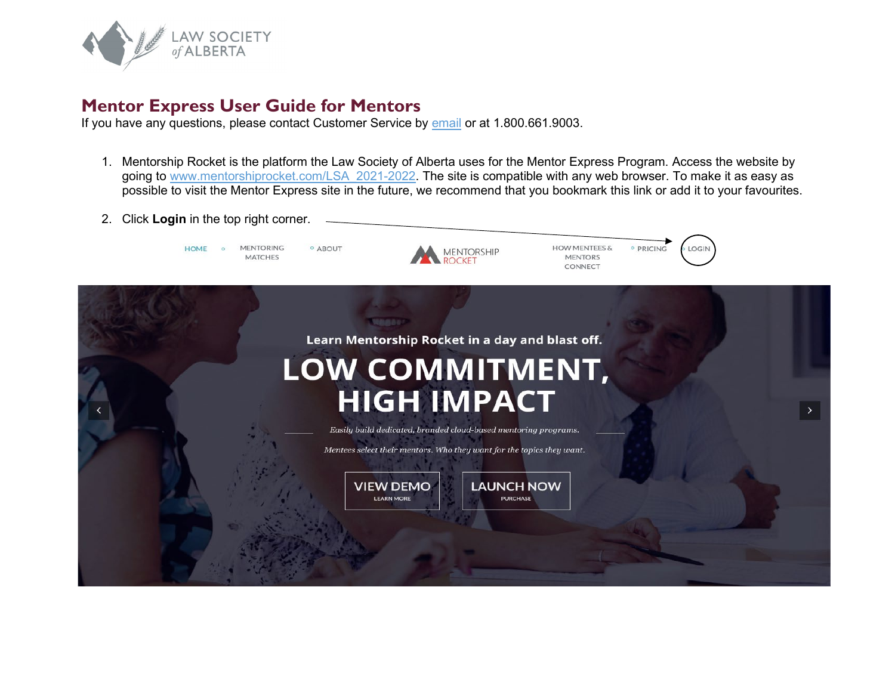# Mentor Express User Guide for Mentors

If you have any questions, please contact Customer Service by email or at 1.800.661.9003.

1. Mentorship Rocket is the platform the Law Society of Alberta uses for the Mentor Express Program. Access the website by going to www.mentorshiprocket.com/LSA_2021-2022. The site is compatible with any web browser. To make it as easy as possible to visit the Mentor Express site in the future, we recommend that you bookmark this link or add it to your favourites.

2. Click **Login** in the top right corner.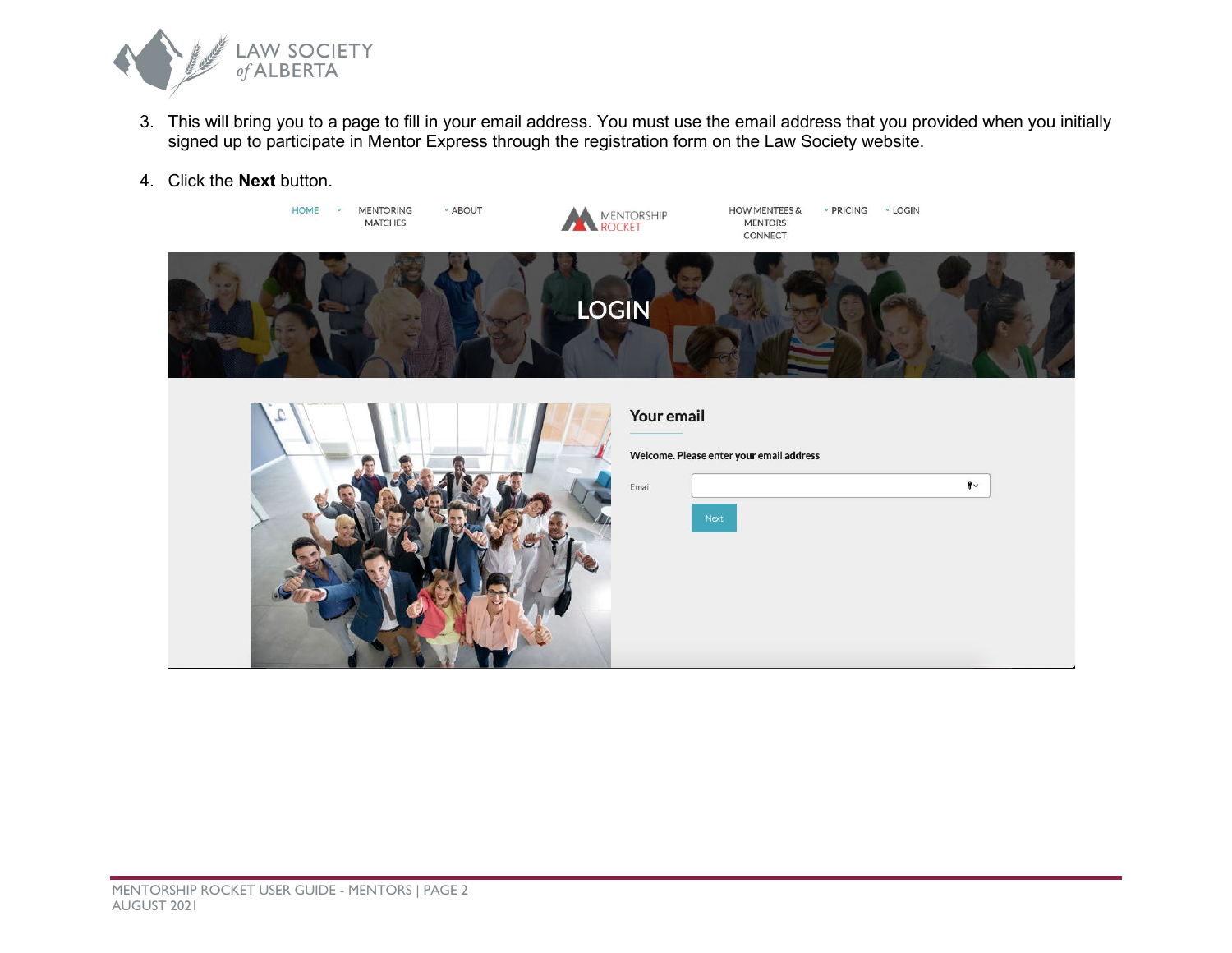3. This will bring you to a page to fill in your email address. You must use the email address that you provided when you initially signed up to participate in Mentor Express through the registration form on the Law Society website.

4. Click the **Next** button.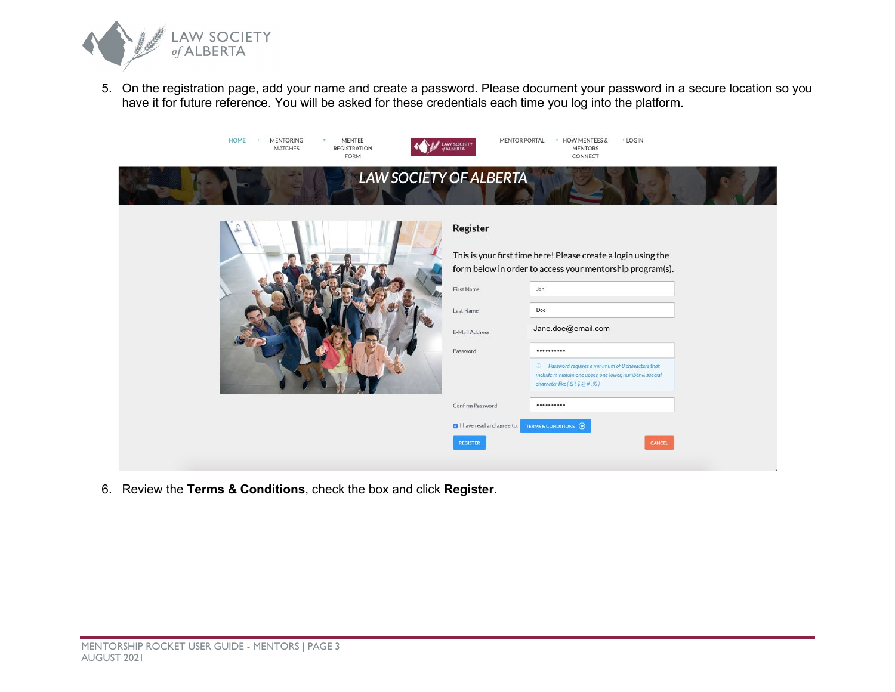5. On the registration page, add your name and create a password. Please document your password in a secure location so you have it for future reference. You will be asked for these credentials each time you log into the platform.

6. Review the **Terms & Conditions**, check the box and click **Register**.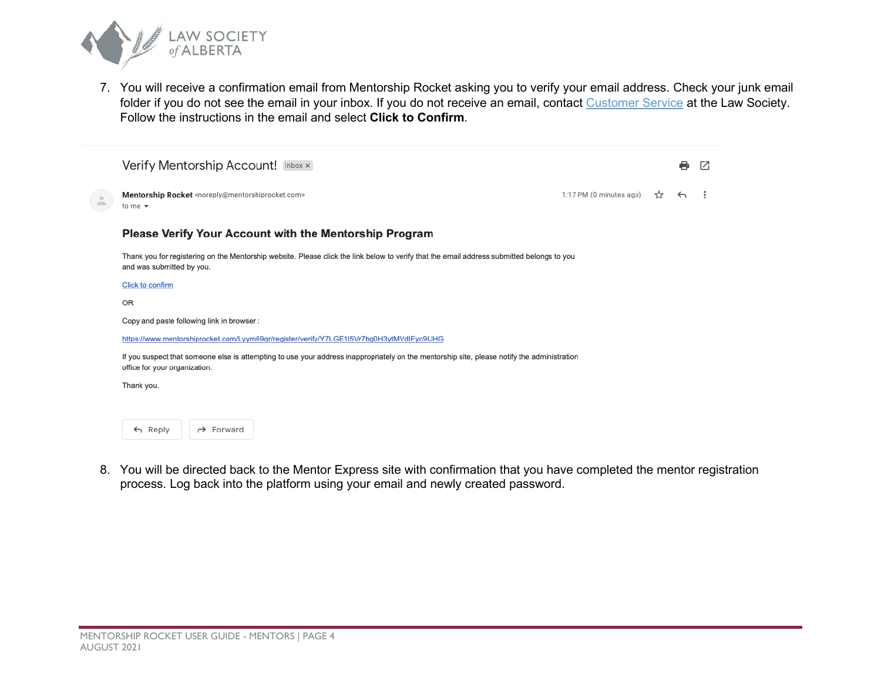7. You will receive a confirmation email from Mentorship Rocket asking you to verify your email address. Check your junk email folder if you do not see the email in your inbox. If you do not receive an email, contact Customer Service at the Law Society. Follow the instructions in the email and select **Click to Confirm**.

Verify Mentorship Account! Inbox ×

**Mentorship Rocket** <noreply@mentorshiprocket.com>
to me

1:17 PM (0 minutes ago)

**Please Verify Your Account with the Mentorship Program**

Thank you for registering on the Mentorship website. Please click the link below to verify that the email address submitted belongs to you and was submitted by you.

Click to confirm

OR

Copy and paste following link in browser :

https://www.mentorshiprocket.com/Lyym69qr/register/verify/Y7LGE1l5Vr7bg0H3ytMVdIFyc9lJHG

If you suspect that someone else is attempting to use your address inappropriately on the mentorship site, please notify the administration office for your organization.

Thank you.

Reply Forward

8. You will be directed back to the Mentor Express site with confirmation that you have completed the mentor registration process. Log back into the platform using your email and newly created password.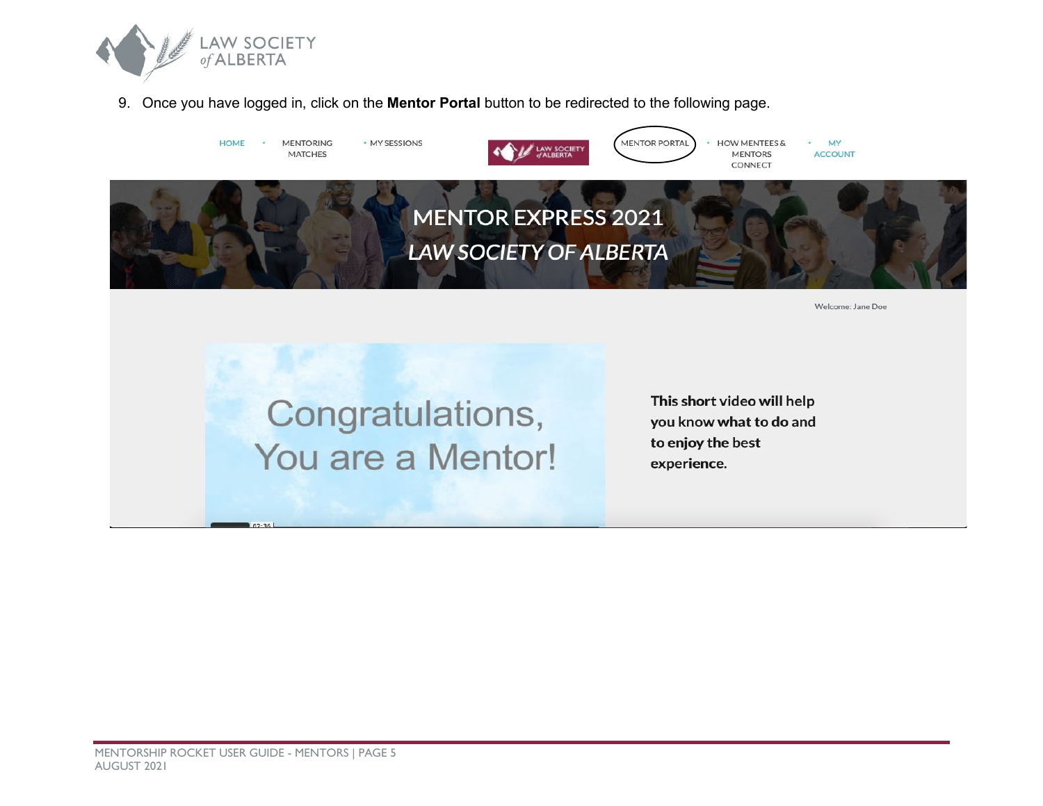9. Once you have logged in, click on the **Mentor Portal** button to be redirected to the following page.

HOME • MENTORING MATCHES • MY SESSIONS | MENTOR PORTAL • HOW MENTEES & MENTORS CONNECT • MY ACCOUNT

MENTOR EXPRESS 2021

*LAW SOCIETY OF ALBERTA*

Welcome: Jane Doe

Congratulations, You are a Mentor!

**This short video will help you know what to do and to enjoy the best experience.**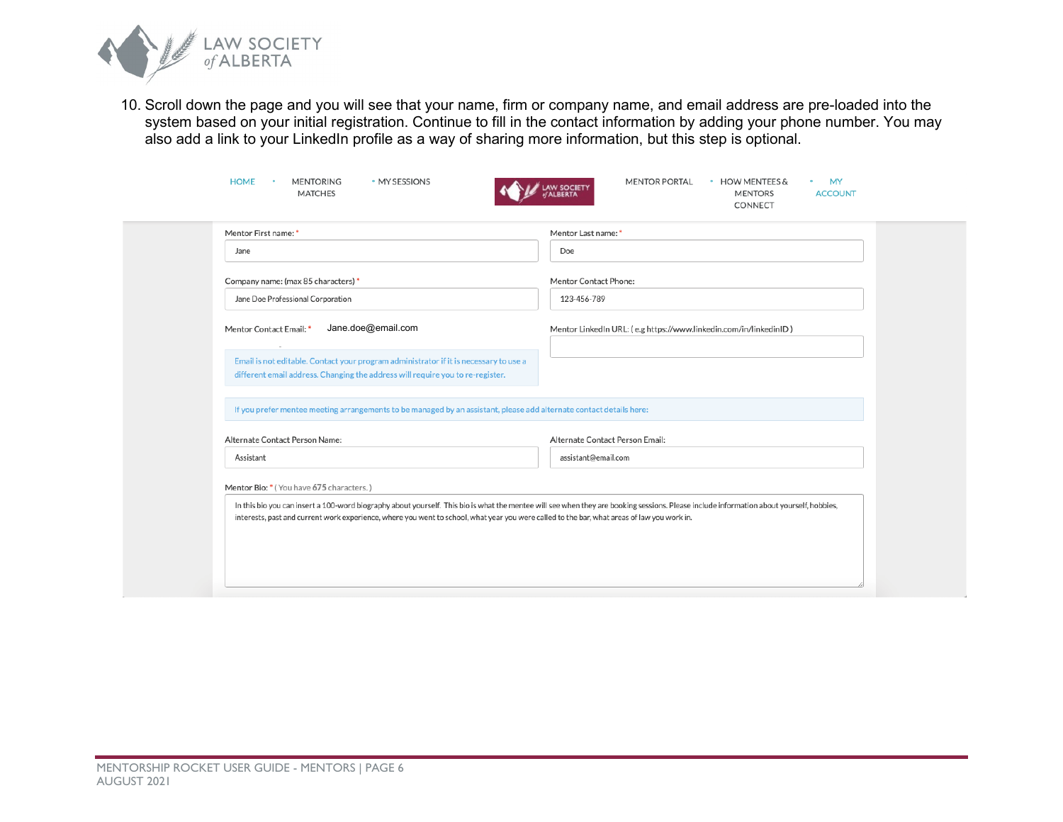10. Scroll down the page and you will see that your name, firm or company name, and email address are pre-loaded into the system based on your initial registration. Continue to fill in the contact information by adding your phone number. You may also add a link to your LinkedIn profile as a way of sharing more information, but this step is optional.

HOME • MENTORING MATCHES • MY SESSIONS | MENTOR PORTAL • HOW MENTEES & MENTORS CONNECT • MY ACCOUNT

Mentor First name: * Jane

Mentor Last name: * Doe

Company name: (max 85 characters) * Jane Doe Professional Corporation

Mentor Contact Phone: 123-456-789

Mentor Contact Email: * Jane.doe@email.com

Email is not editable. Contact your program administrator if it is necessary to use a different email address. Changing the address will require you to re-register.

Mentor LinkedIn URL: ( e.g https://www.linkedin.com/in/linkedinID )

If you prefer mentee meeting arrangements to be managed by an assistant, please add alternate contact details here:

Alternate Contact Person Name: Assistant

Alternate Contact Person Email: assistant@email.com

Mentor Bio: * ( You have 675 characters. )

In this bio you can insert a 100-word biography about yourself. This bio is what the mentee will see when they are booking sessions. Please include information about yourself, hobbies, interests, past and current work experience, where you went to school, what year you were called to the bar, what areas of law you work in.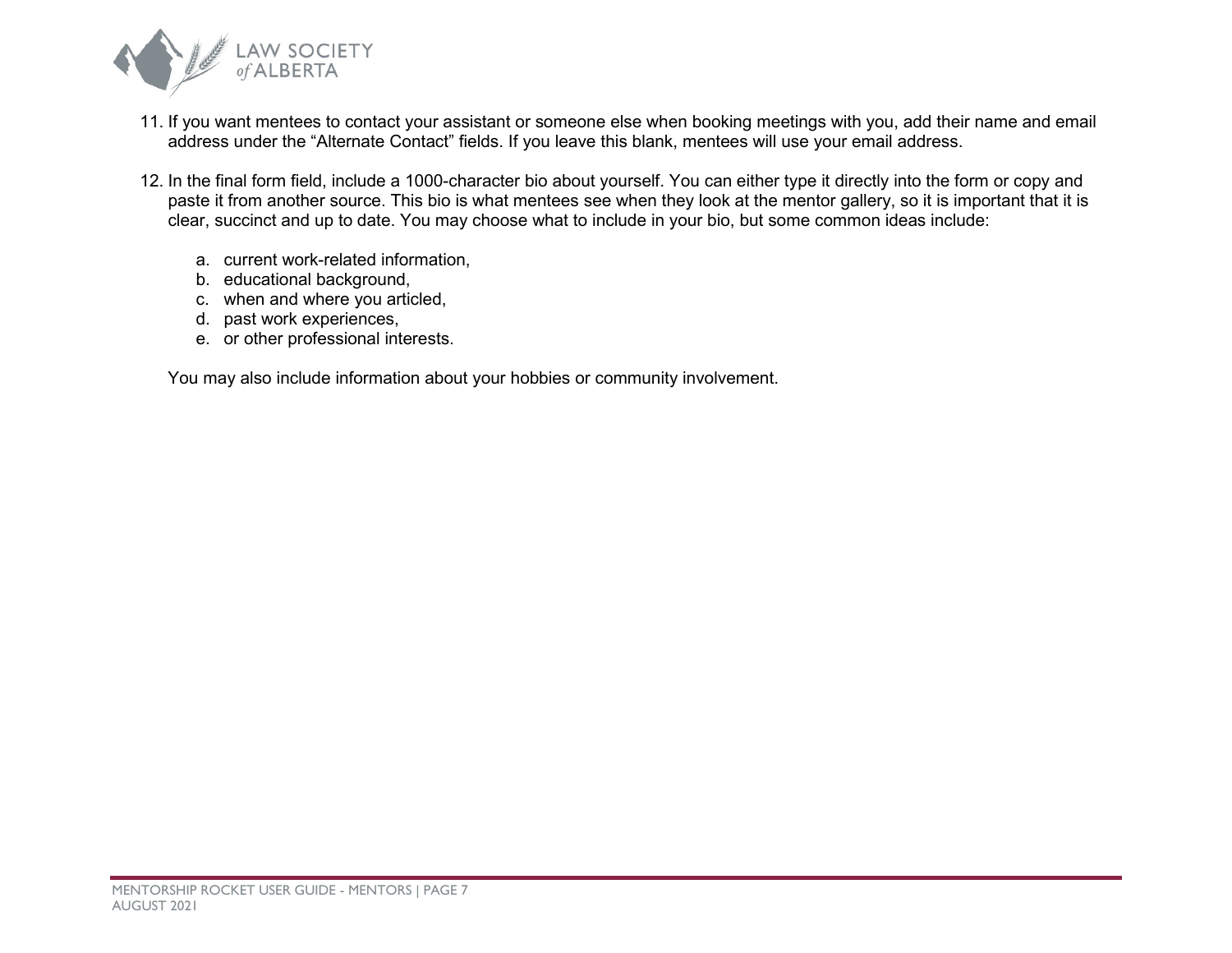11. If you want mentees to contact your assistant or someone else when booking meetings with you, add their name and email address under the “Alternate Contact” fields. If you leave this blank, mentees will use your email address.

12. In the final form field, include a 1000-character bio about yourself. You can either type it directly into the form or copy and paste it from another source. This bio is what mentees see when they look at the mentor gallery, so it is important that it is clear, succinct and up to date. You may choose what to include in your bio, but some common ideas include:

    a. current work-related information,
    b. educational background,
    c. when and where you articled,
    d. past work experiences,
    e. or other professional interests.

    You may also include information about your hobbies or community involvement.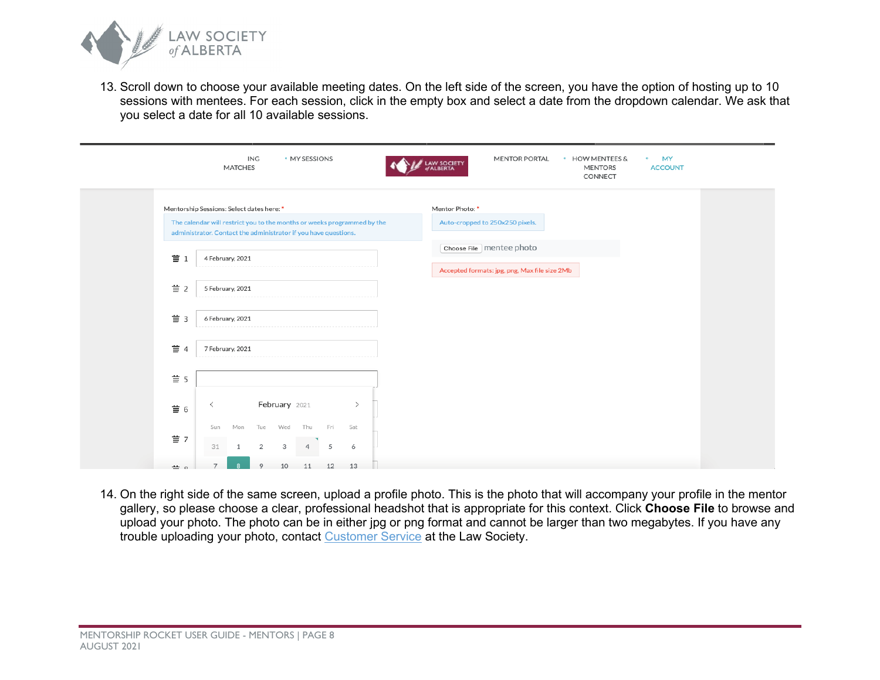13. Scroll down to choose your available meeting dates. On the left side of the screen, you have the option of hosting up to 10 sessions with mentees. For each session, click in the empty box and select a date from the dropdown calendar. We ask that you select a date for all 10 available sessions.

14. On the right side of the same screen, upload a profile photo. This is the photo that will accompany your profile in the mentor gallery, so please choose a clear, professional headshot that is appropriate for this context. Click **Choose File** to browse and upload your photo. The photo can be in either jpg or png format and cannot be larger than two megabytes. If you have any trouble uploading your photo, contact Customer Service at the Law Society.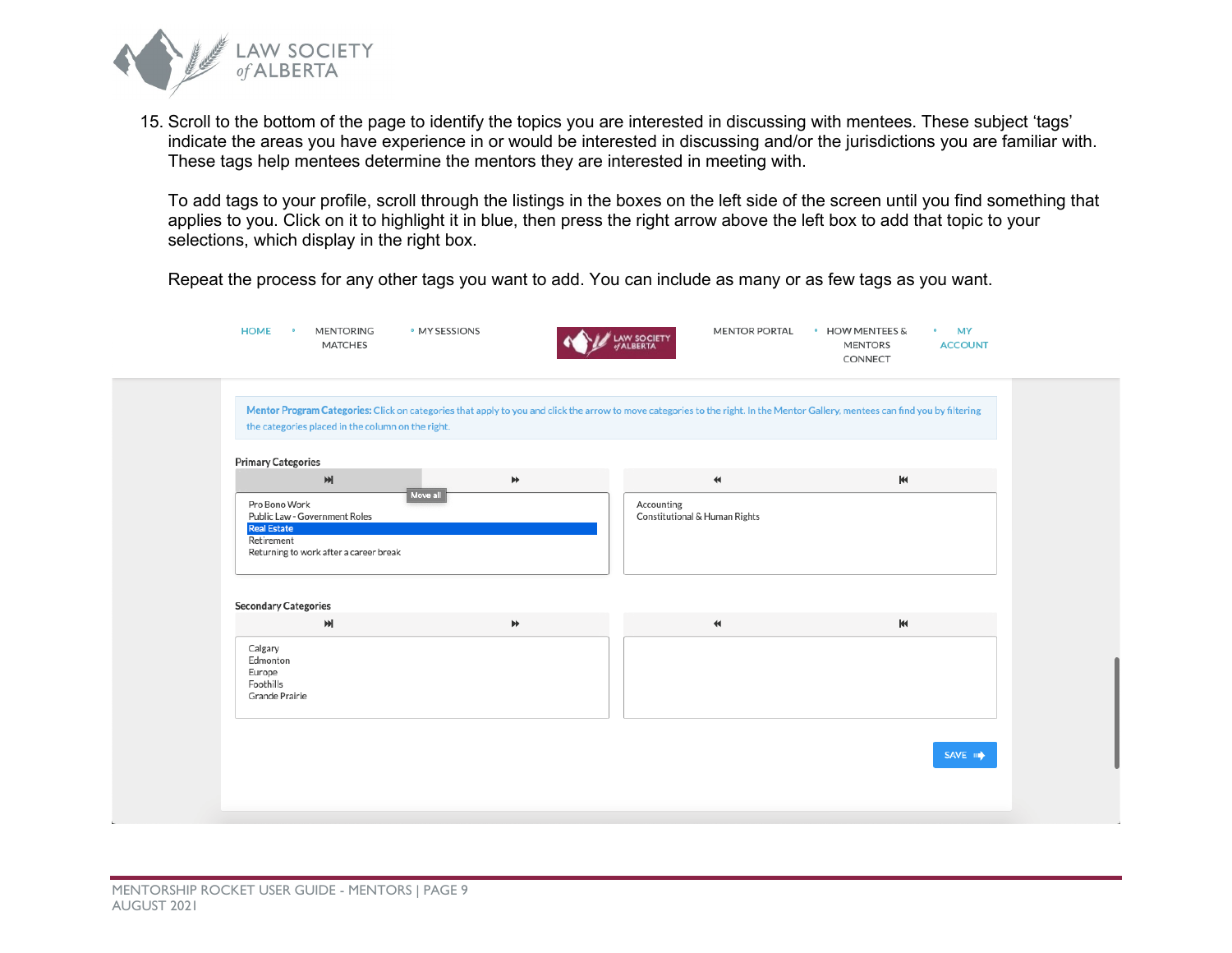15. Scroll to the bottom of the page to identify the topics you are interested in discussing with mentees. These subject 'tags' indicate the areas you have experience in or would be interested in discussing and/or the jurisdictions you are familiar with. These tags help mentees determine the mentors they are interested in meeting with.

    To add tags to your profile, scroll through the listings in the boxes on the left side of the screen until you find something that applies to you. Click on it to highlight it in blue, then press the right arrow above the left box to add that topic to your selections, which display in the right box.

    Repeat the process for any other tags you want to add. You can include as many or as few tags as you want.

HOME • MENTORING MATCHES • MY SESSIONS | MENTOR PORTAL • HOW MENTEES & MENTORS CONNECT • MY ACCOUNT

**Mentor Program Categories:** Click on categories that apply to you and click the arrow to move categories to the right. In the Mentor Gallery, mentees can find you by filtering the categories placed in the column on the right.

**Primary Categories**

Move all

| Available | Selected |
| --- | --- |
| Pro Bono Work | Accounting |
| Public Law - Government Roles | Constitutional & Human Rights |
| Real Estate | |
| Retirement | |
| Returning to work after a career break | |

**Secondary Categories**

| Available | Selected |
| --- | --- |
| Calgary | |
| Edmonton | |
| Europe | |
| Foothills | |
| Grande Prairie | |

SAVE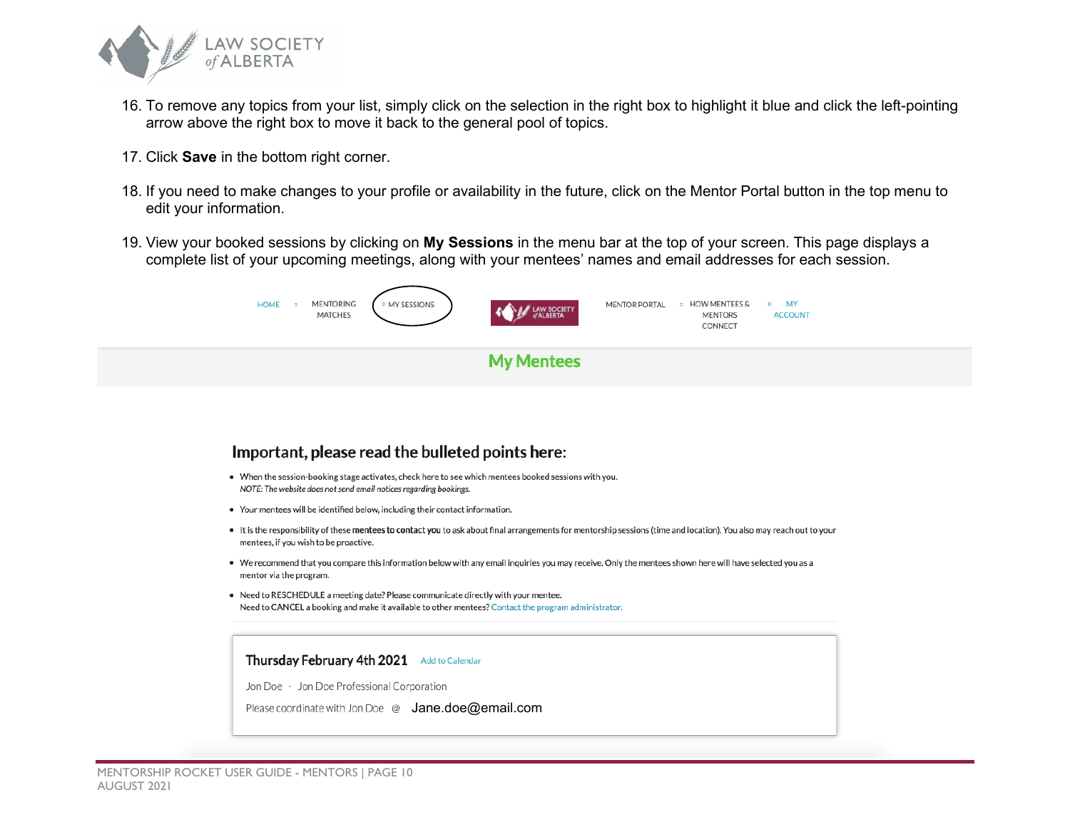16. To remove any topics from your list, simply click on the selection in the right box to highlight it blue and click the left-pointing arrow above the right box to move it back to the general pool of topics.

17. Click **Save** in the bottom right corner.

18. If you need to make changes to your profile or availability in the future, click on the Mentor Portal button in the top menu to edit your information.

19. View your booked sessions by clicking on **My Sessions** in the menu bar at the top of your screen. This page displays a complete list of your upcoming meetings, along with your mentees' names and email addresses for each session.

HOME MENTORING MATCHES MY SESSIONS MENTOR PORTAL HOW MENTEES & MENTORS CONNECT MY ACCOUNT

## My Mentees

### Important, please read the bulleted points here:

- When the session-booking stage activates, check here to see which mentees booked sessions with you.
  *NOTE: The website does not send email notices regarding bookings.*
- Your mentees will be identified below, including their contact information.
- It is the responsibility of these **mentees to contact you** to ask about final arrangements for mentorship sessions (time and location). You also may reach out to your mentees, if you wish to be proactive.
- We recommend that you compare this information below with any email inquiries you may receive. Only the mentees shown here will have selected you as a mentor via the program.
- Need to RESCHEDULE a meeting date? Please communicate directly with your mentee.
  Need to CANCEL a booking and make it available to other mentees? Contact the program administrator.

**Thursday February 4th 2021** Add to Calendar

Jon Doe - Jon Doe Professional Corporation

Please coordinate with Jon Doe @ Jane.doe@email.com